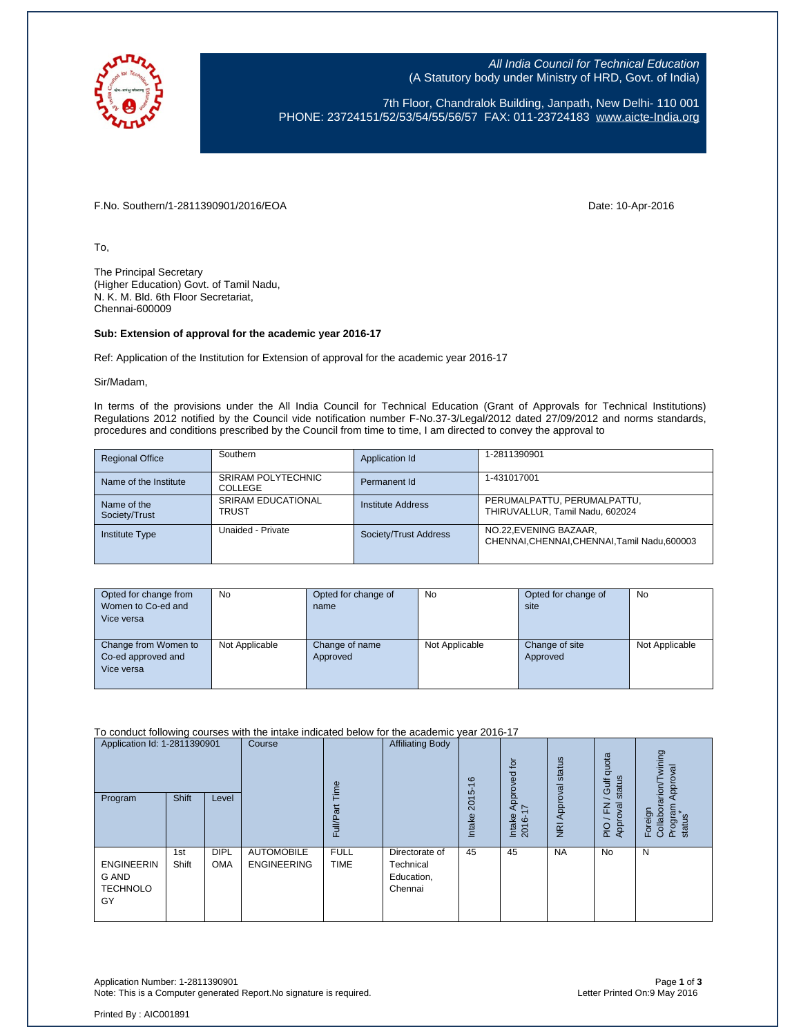All India Council for Technical Education
(A Statutory body under Ministry of HRD, Govt. of India)

7th Floor, Chandralok Building, Janpath, New Delhi- 110 001
PHONE: 23724151/52/53/54/55/56/57 FAX: 011-23724183 www.aicte-India.org

F.No. Southern/1-2811390901/2016/EOA

Date: 10-Apr-2016

To,

The Principal Secretary
(Higher Education) Govt. of Tamil Nadu,
N. K. M. Bld. 6th Floor Secretariat,
Chennai-600009

**Sub: Extension of approval for the academic year 2016-17**

Ref: Application of the Institution for Extension of approval for the academic year 2016-17

Sir/Madam,

In terms of the provisions under the All India Council for Technical Education (Grant of Approvals for Technical Institutions) Regulations 2012 notified by the Council vide notification number F-No.37-3/Legal/2012 dated 27/09/2012 and norms standards, procedures and conditions prescribed by the Council from time to time, I am directed to convey the approval to

| Regional Office | Southern | Application Id | 1-2811390901 |
|---|---|---|---|
| Name of the Institute | SRIRAM POLYTECHNIC COLLEGE | Permanent Id | 1-431017001 |
| Name of the Society/Trust | SRIRAM EDUCATIONAL TRUST | Institute Address | PERUMALPATTU, PERUMALPATTU, THIRUVALLUR, Tamil Nadu, 602024 |
| Institute Type | Unaided - Private | Society/Trust Address | NO.22,EVENING BAZAAR, CHENNAI,CHENNAI,CHENNAI,Tamil Nadu,600003 |

| Opted for change from Women to Co-ed and Vice versa | No | Opted for change of name | No | Opted for change of site | No |
|---|---|---|---|---|---|
| Change from Women to Co-ed approved and Vice versa | Not Applicable | Change of name Approved | Not Applicable | Change of site Approved | Not Applicable |

To conduct following courses with the intake indicated below for the academic year 2016-17

| Application Id: 1-2811390901 | | | Course | Full/Part Time | Affiliating Body | Intake 2015-16 | Intake Approved for 2016-17 | NRI Approval status | PIO / FN / Gulf quota Approval status | Foreign Collaborarion/Twining Program Approval status* |
|---|---|---|---|---|---|---|---|---|---|---|
| Program | Shift | Level | | | | | | | | |
| ENGINEERING AND TECHNOLOGY | 1st Shift | DIPLOMA | AUTOMOBILE ENGINEERING | FULL TIME | Directorate of Technical Education, Chennai | 45 | 45 | NA | No | N |

Application Number: 1-2811390901
Note: This is a Computer generated Report.No signature is required.

Letter Printed On:9 May 2016

Printed By : AIC001891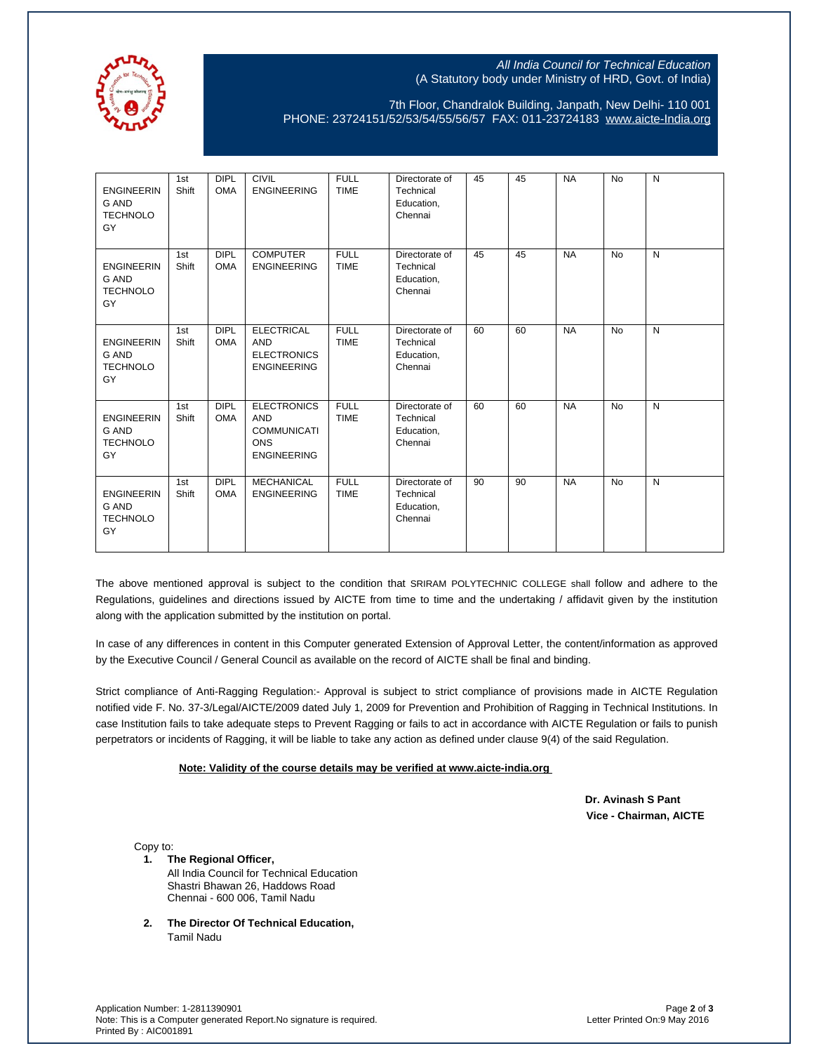All India Council for Technical Education
(A Statutory body under Ministry of HRD, Govt. of India)

7th Floor, Chandralok Building, Janpath, New Delhi- 110 001
PHONE: 23724151/52/53/54/55/56/57 FAX: 011-23724183 www.aicte-India.org

| | | | | | | | | | | |
|---|---|---|---|---|---|---|---|---|---|---|
| ENGINEERING AND TECHNOLOGY | 1st Shift | DIPLOMA | CIVIL ENGINEERING | FULL TIME | Directorate of Technical Education, Chennai | 45 | 45 | NA | No | N |
| ENGINEERING AND TECHNOLOGY | 1st Shift | DIPLOMA | COMPUTER ENGINEERING | FULL TIME | Directorate of Technical Education, Chennai | 45 | 45 | NA | No | N |
| ENGINEERING AND TECHNOLOGY | 1st Shift | DIPLOMA | ELECTRICAL AND ELECTRONICS ENGINEERING | FULL TIME | Directorate of Technical Education, Chennai | 60 | 60 | NA | No | N |
| ENGINEERING AND TECHNOLOGY | 1st Shift | DIPLOMA | ELECTRONICS AND COMMUNICATIONS ENGINEERING | FULL TIME | Directorate of Technical Education, Chennai | 60 | 60 | NA | No | N |
| ENGINEERING AND TECHNOLOGY | 1st Shift | DIPLOMA | MECHANICAL ENGINEERING | FULL TIME | Directorate of Technical Education, Chennai | 90 | 90 | NA | No | N |

The above mentioned approval is subject to the condition that SRIRAM POLYTECHNIC COLLEGE shall follow and adhere to the Regulations, guidelines and directions issued by AICTE from time to time and the undertaking / affidavit given by the institution along with the application submitted by the institution on portal.

In case of any differences in content in this Computer generated Extension of Approval Letter, the content/information as approved by the Executive Council / General Council as available on the record of AICTE shall be final and binding.

Strict compliance of Anti-Ragging Regulation:- Approval is subject to strict compliance of provisions made in AICTE Regulation notified vide F. No. 37-3/Legal/AICTE/2009 dated July 1, 2009 for Prevention and Prohibition of Ragging in Technical Institutions. In case Institution fails to take adequate steps to Prevent Ragging or fails to act in accordance with AICTE Regulation or fails to punish perpetrators or incidents of Ragging, it will be liable to take any action as defined under clause 9(4) of the said Regulation.

**Note: Validity of the course details may be verified at www.aicte-india.org**

**Dr. Avinash S Pant**
**Vice - Chairman, AICTE**

Copy to:

1. **The Regional Officer,**
   All India Council for Technical Education
   Shastri Bhawan 26, Haddows Road
   Chennai - 600 006, Tamil Nadu

2. **The Director Of Technical Education,**
   Tamil Nadu

Application Number: 1-2811390901
Note: This is a Computer generated Report.No signature is required.
Printed By : AIC001891

Letter Printed On:9 May 2016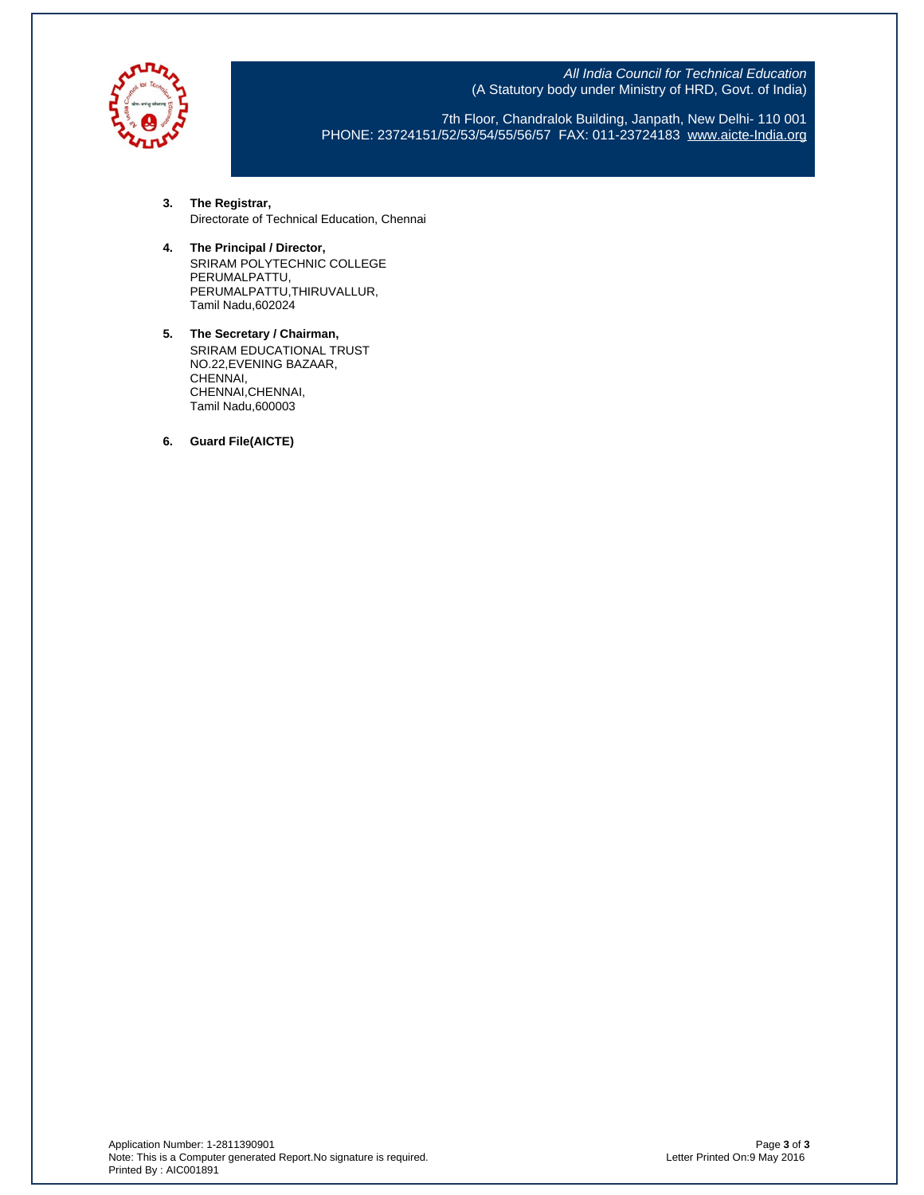3. **The Registrar,**
   Directorate of Technical Education, Chennai

4. **The Principal / Director,**
   SRIRAM POLYTECHNIC COLLEGE
   PERUMALPATTU,
   PERUMALPATTU,THIRUVALLUR,
   Tamil Nadu,602024

5. **The Secretary / Chairman,**
   SRIRAM EDUCATIONAL TRUST
   NO.22,EVENING BAZAAR,
   CHENNAI,
   CHENNAI,CHENNAI,
   Tamil Nadu,600003

6. **Guard File(AICTE)**

Application Number: 1-2811390901
Note: This is a Computer generated Report.No signature is required.
Printed By : AIC001891

Letter Printed On:9 May 2016